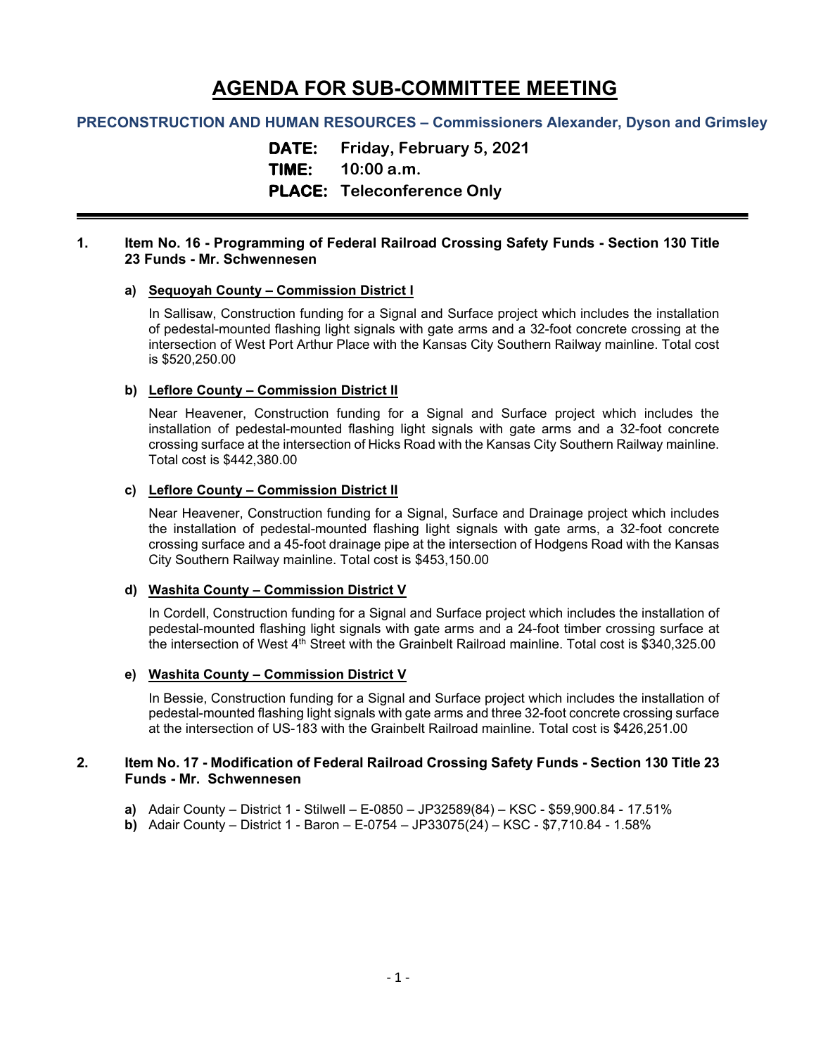# AGENDA FOR SUB-COMMITTEE MEETING

**PRECONSTRUCTION AND HUMAN RESOURCES – Commissioners Alexander, Dyson and Grimsley**

**DATE:** Friday, February 5, 2021
**TIME:** 10:00 a.m.
**PLACE:** Teleconference Only

---

**1. Item No. 16 - Programming of Federal Railroad Crossing Safety Funds - Section 130 Title 23 Funds - Mr. Schwennesen**

**a) Sequoyah County – Commission District I**

In Sallisaw, Construction funding for a Signal and Surface project which includes the installation of pedestal-mounted flashing light signals with gate arms and a 32-foot concrete crossing at the intersection of West Port Arthur Place with the Kansas City Southern Railway mainline. Total cost is $520,250.00

**b) Leflore County – Commission District II**

Near Heavener, Construction funding for a Signal and Surface project which includes the installation of pedestal-mounted flashing light signals with gate arms and a 32-foot concrete crossing surface at the intersection of Hicks Road with the Kansas City Southern Railway mainline. Total cost is $442,380.00

**c) Leflore County – Commission District II**

Near Heavener, Construction funding for a Signal, Surface and Drainage project which includes the installation of pedestal-mounted flashing light signals with gate arms, a 32-foot concrete crossing surface and a 45-foot drainage pipe at the intersection of Hodgens Road with the Kansas City Southern Railway mainline. Total cost is $453,150.00

**d) Washita County – Commission District V**

In Cordell, Construction funding for a Signal and Surface project which includes the installation of pedestal-mounted flashing light signals with gate arms and a 24-foot timber crossing surface at the intersection of West 4th Street with the Grainbelt Railroad mainline. Total cost is $340,325.00

**e) Washita County – Commission District V**

In Bessie, Construction funding for a Signal and Surface project which includes the installation of pedestal-mounted flashing light signals with gate arms and three 32-foot concrete crossing surface at the intersection of US-183 with the Grainbelt Railroad mainline. Total cost is $426,251.00

**2. Item No. 17 - Modification of Federal Railroad Crossing Safety Funds - Section 130 Title 23 Funds - Mr. Schwennesen**

**a)** Adair County – District 1 - Stilwell – E-0850 – JP32589(84) – KSC - $59,900.84 - 17.51%
**b)** Adair County – District 1 - Baron – E-0754 – JP33075(24) – KSC - $7,710.84 - 1.58%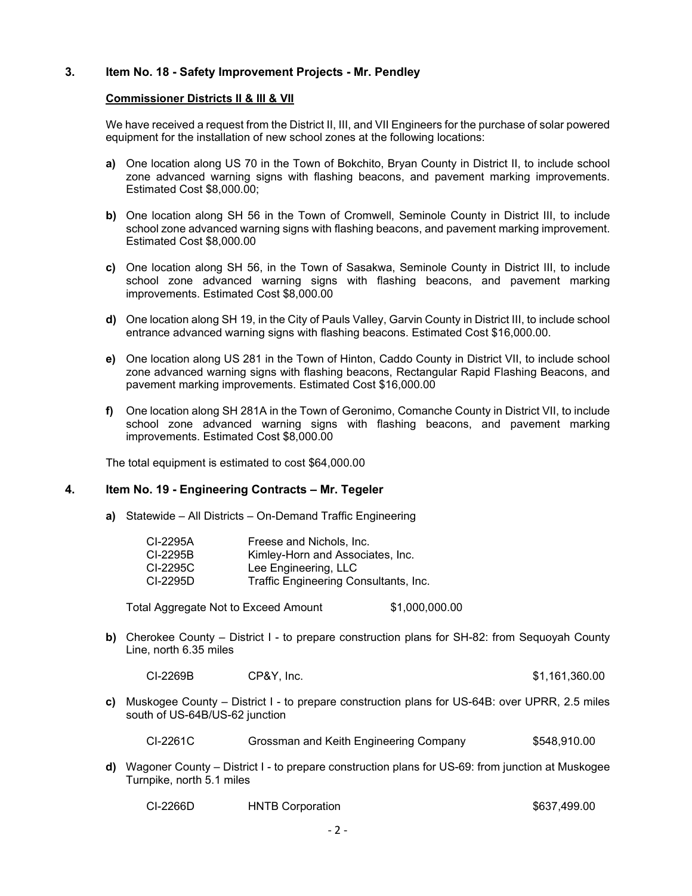## 3. Item No. 18 - Safety Improvement Projects - Mr. Pendley

**Commissioner Districts II & III & VII**

We have received a request from the District II, III, and VII Engineers for the purchase of solar powered equipment for the installation of new school zones at the following locations:

**a)** One location along US 70 in the Town of Bokchito, Bryan County in District II, to include school zone advanced warning signs with flashing beacons, and pavement marking improvements. Estimated Cost $8,000.00;

**b)** One location along SH 56 in the Town of Cromwell, Seminole County in District III, to include school zone advanced warning signs with flashing beacons, and pavement marking improvement. Estimated Cost $8,000.00

**c)** One location along SH 56, in the Town of Sasakwa, Seminole County in District III, to include school zone advanced warning signs with flashing beacons, and pavement marking improvements. Estimated Cost $8,000.00

**d)** One location along SH 19, in the City of Pauls Valley, Garvin County in District III, to include school entrance advanced warning signs with flashing beacons. Estimated Cost $16,000.00.

**e)** One location along US 281 in the Town of Hinton, Caddo County in District VII, to include school zone advanced warning signs with flashing beacons, Rectangular Rapid Flashing Beacons, and pavement marking improvements. Estimated Cost $16,000.00

**f)** One location along SH 281A in the Town of Geronimo, Comanche County in District VII, to include school zone advanced warning signs with flashing beacons, and pavement marking improvements. Estimated Cost $8,000.00

The total equipment is estimated to cost $64,000.00

## 4. Item No. 19 - Engineering Contracts – Mr. Tegeler

**a)** Statewide – All Districts – On-Demand Traffic Engineering

| | |
|---|---|
| CI-2295A | Freese and Nichols, Inc. |
| CI-2295B | Kimley-Horn and Associates, Inc. |
| CI-2295C | Lee Engineering, LLC |
| CI-2295D | Traffic Engineering Consultants, Inc. |

Total Aggregate Not to Exceed Amount $1,000,000.00

**b)** Cherokee County – District I - to prepare construction plans for SH-82: from Sequoyah County Line, north 6.35 miles

| | | |
|---|---|---|
| CI-2269B | CP&Y, Inc. | $1,161,360.00 |

**c)** Muskogee County – District I - to prepare construction plans for US-64B: over UPRR, 2.5 miles south of US-64B/US-62 junction

| | | |
|---|---|---|
| CI-2261C | Grossman and Keith Engineering Company | $548,910.00 |

**d)** Wagoner County – District I - to prepare construction plans for US-69: from junction at Muskogee Turnpike, north 5.1 miles

| | | |
|---|---|---|
| CI-2266D | HNTB Corporation | $637,499.00 |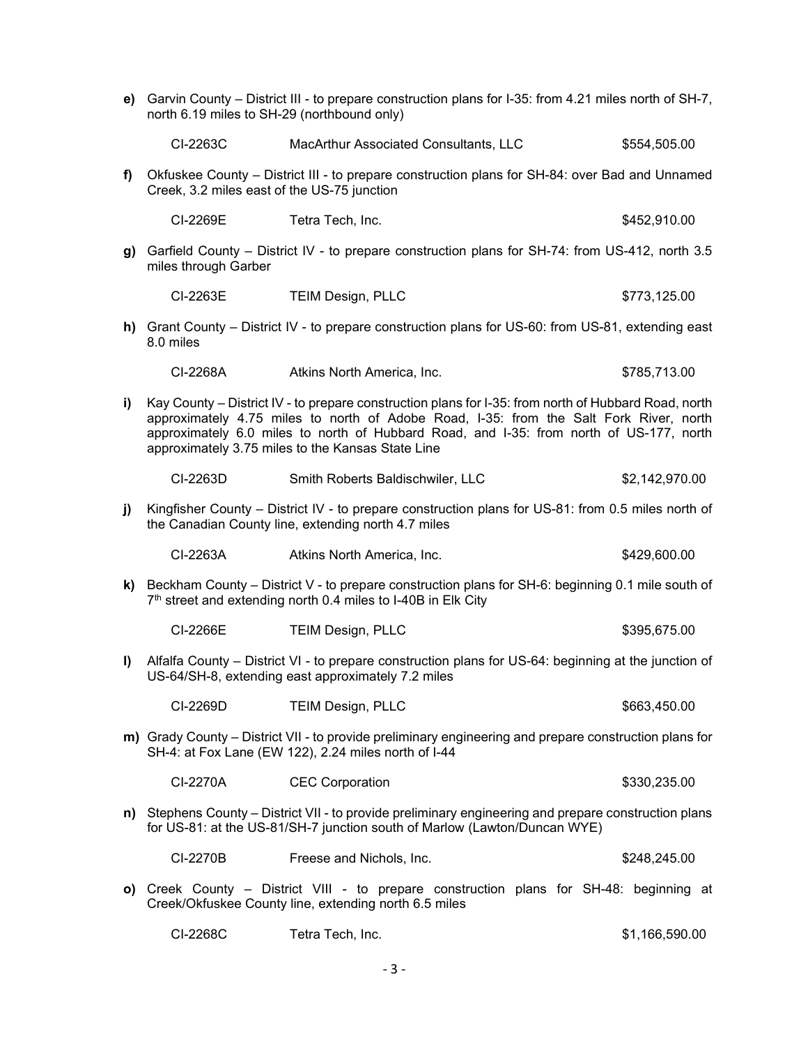**e)** Garvin County – District III - to prepare construction plans for I-35: from 4.21 miles north of SH-7, north 6.19 miles to SH-29 (northbound only)

| CI-2263C | MacArthur Associated Consultants, LLC | $554,505.00 |
|---|---|---|

**f)** Okfuskee County – District III - to prepare construction plans for SH-84: over Bad and Unnamed Creek, 3.2 miles east of the US-75 junction

| CI-2269E | Tetra Tech, Inc. | $452,910.00 |
|---|---|---|

**g)** Garfield County – District IV - to prepare construction plans for SH-74: from US-412, north 3.5 miles through Garber

| CI-2263E | TEIM Design, PLLC | $773,125.00 |
|---|---|---|

**h)** Grant County – District IV - to prepare construction plans for US-60: from US-81, extending east 8.0 miles

| CI-2268A | Atkins North America, Inc. | $785,713.00 |
|---|---|---|

**i)** Kay County – District IV - to prepare construction plans for I-35: from north of Hubbard Road, north approximately 4.75 miles to north of Adobe Road, I-35: from the Salt Fork River, north approximately 6.0 miles to north of Hubbard Road, and I-35: from north of US-177, north approximately 3.75 miles to the Kansas State Line

| CI-2263D | Smith Roberts Baldischwiler, LLC | $2,142,970.00 |
|---|---|---|

**j)** Kingfisher County – District IV - to prepare construction plans for US-81: from 0.5 miles north of the Canadian County line, extending north 4.7 miles

| CI-2263A | Atkins North America, Inc. | $429,600.00 |
|---|---|---|

**k)** Beckham County – District V - to prepare construction plans for SH-6: beginning 0.1 mile south of 7th street and extending north 0.4 miles to I-40B in Elk City

| CI-2266E | TEIM Design, PLLC | $395,675.00 |
|---|---|---|

**l)** Alfalfa County – District VI - to prepare construction plans for US-64: beginning at the junction of US-64/SH-8, extending east approximately 7.2 miles

| CI-2269D | TEIM Design, PLLC | $663,450.00 |
|---|---|---|

**m)** Grady County – District VII - to provide preliminary engineering and prepare construction plans for SH-4: at Fox Lane (EW 122), 2.24 miles north of I-44

| CI-2270A | CEC Corporation | $330,235.00 |
|---|---|---|

**n)** Stephens County – District VII - to provide preliminary engineering and prepare construction plans for US-81: at the US-81/SH-7 junction south of Marlow (Lawton/Duncan WYE)

| CI-2270B | Freese and Nichols, Inc. | $248,245.00 |
|---|---|---|

**o)** Creek County – District VIII - to prepare construction plans for SH-48: beginning at Creek/Okfuskee County line, extending north 6.5 miles

| CI-2268C | Tetra Tech, Inc. | $1,166,590.00 |
|---|---|---|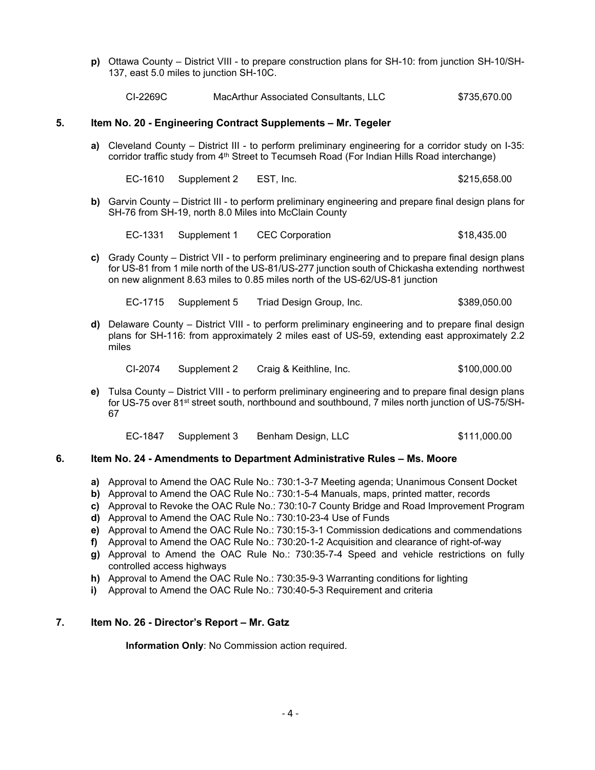**p)** Ottawa County – District VIII - to prepare construction plans for SH-10: from junction SH-10/SH-137, east 5.0 miles to junction SH-10C.

| | | |
|---|---|---|
| CI-2269C | MacArthur Associated Consultants, LLC | $735,670.00 |

**5. Item No. 20 - Engineering Contract Supplements – Mr. Tegeler**

**a)** Cleveland County – District III - to perform preliminary engineering for a corridor study on I-35: corridor traffic study from 4th Street to Tecumseh Road (For Indian Hills Road interchange)

| | | | |
|---|---|---|---|
| EC-1610 | Supplement 2 | EST, Inc. | $215,658.00 |

**b)** Garvin County – District III - to perform preliminary engineering and prepare final design plans for SH-76 from SH-19, north 8.0 Miles into McClain County

| | | | |
|---|---|---|---|
| EC-1331 | Supplement 1 | CEC Corporation | $18,435.00 |

**c)** Grady County – District VII - to perform preliminary engineering and to prepare final design plans for US-81 from 1 mile north of the US-81/US-277 junction south of Chickasha extending northwest on new alignment 8.63 miles to 0.85 miles north of the US-62/US-81 junction

| | | | |
|---|---|---|---|
| EC-1715 | Supplement 5 | Triad Design Group, Inc. | $389,050.00 |

**d)** Delaware County – District VIII - to perform preliminary engineering and to prepare final design plans for SH-116: from approximately 2 miles east of US-59, extending east approximately 2.2 miles

| | | | |
|---|---|---|---|
| CI-2074 | Supplement 2 | Craig & Keithline, Inc. | $100,000.00 |

**e)** Tulsa County – District VIII - to perform preliminary engineering and to prepare final design plans for US-75 over 81st street south, northbound and southbound, 7 miles north junction of US-75/SH-67

| | | | |
|---|---|---|---|
| EC-1847 | Supplement 3 | Benham Design, LLC | $111,000.00 |

**6. Item No. 24 - Amendments to Department Administrative Rules – Ms. Moore**

**a)** Approval to Amend the OAC Rule No.: 730:1-3-7 Meeting agenda; Unanimous Consent Docket
**b)** Approval to Amend the OAC Rule No.: 730:1-5-4 Manuals, maps, printed matter, records
**c)** Approval to Revoke the OAC Rule No.: 730:10-7 County Bridge and Road Improvement Program
**d)** Approval to Amend the OAC Rule No.: 730:10-23-4 Use of Funds
**e)** Approval to Amend the OAC Rule No.: 730:15-3-1 Commission dedications and commendations
**f)** Approval to Amend the OAC Rule No.: 730:20-1-2 Acquisition and clearance of right-of-way
**g)** Approval to Amend the OAC Rule No.: 730:35-7-4 Speed and vehicle restrictions on fully controlled access highways
**h)** Approval to Amend the OAC Rule No.: 730:35-9-3 Warranting conditions for lighting
**i)** Approval to Amend the OAC Rule No.: 730:40-5-3 Requirement and criteria

**7. Item No. 26 - Director's Report – Mr. Gatz**

**Information Only**: No Commission action required.